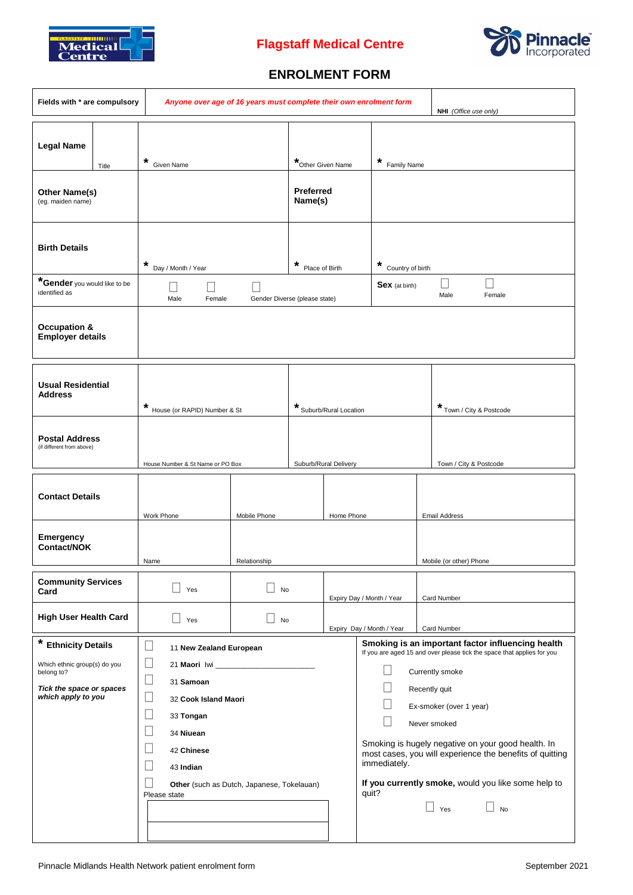Flagstaff Medical Centre

# ENROLMENT FORM

| Fields with * are compulsory | *Anyone over age of 16 years must complete their own enrolment form* | NHI *(Office use only)* |
|---|---|---|

| | | | |
|---|---|---|---|
| **Legal Name** Title | * Given Name | * Other Given Name | * Family Name |
| **Other Name(s)** (eg. maiden name) | | **Preferred Name(s)** | |
| **Birth Details** | * Day / Month / Year | * Place of Birth | * Country of birth |
| ***Gender** you would like to be identified as | ☐ Male ☐ Female ☐ Gender Diverse (please state) | **Sex** (at birth) | ☐ Male ☐ Female |
| **Occupation & Employer details** | | | |

| | | | |
|---|---|---|---|
| **Usual Residential Address** | * House (or RAPID) Number & St | * Suburb/Rural Location | * Town / City & Postcode |
| **Postal Address** (if different from above) | House Number & St Name or PO Box | Suburb/Rural Delivery | Town / City & Postcode |

| | | | | |
|---|---|---|---|---|
| **Contact Details** | Work Phone | Mobile Phone | Home Phone | Email Address |
| **Emergency Contact/NOK** | Name | Relationship | | Mobile (or other) Phone |

| | | | | |
|---|---|---|---|---|
| **Community Services Card** | ☐ Yes | ☐ No | Expiry Day / Month / Year | Card Number |
| **High User Health Card** | ☐ Yes | ☐ No | Expiry Day / Month / Year | Card Number |

**\* Ethnicity Details**

Which ethnic group(s) do you belong to?

***Tick the space or spaces which apply to you***

- ☐ 11 **New Zealand European**
- ☐ 21 **Maori** Iwi ____________________
- ☐ 31 **Samoan**
- ☐ 32 **Cook Island Maori**
- ☐ 33 **Tongan**
- ☐ 34 **Niuean**
- ☐ 42 **Chinese**
- ☐ 43 **Indian**
- ☐ **Other** (such as Dutch, Japanese, Tokelauan)

Please state

**Smoking is an important factor influencing health**
If you are aged 15 and over please tick the space that applies for you

- ☐ Currently smoke
- ☐ Recently quit
- ☐ Ex-smoker (over 1 year)
- ☐ Never smoked

Smoking is hugely negative on your good health. In most cases, you will experience the benefits of quitting immediately.

**If you currently smoke,** would you like some help to quit?

☐ Yes ☐ No

Pinnacle Midlands Health Network patient enrolment form September 2021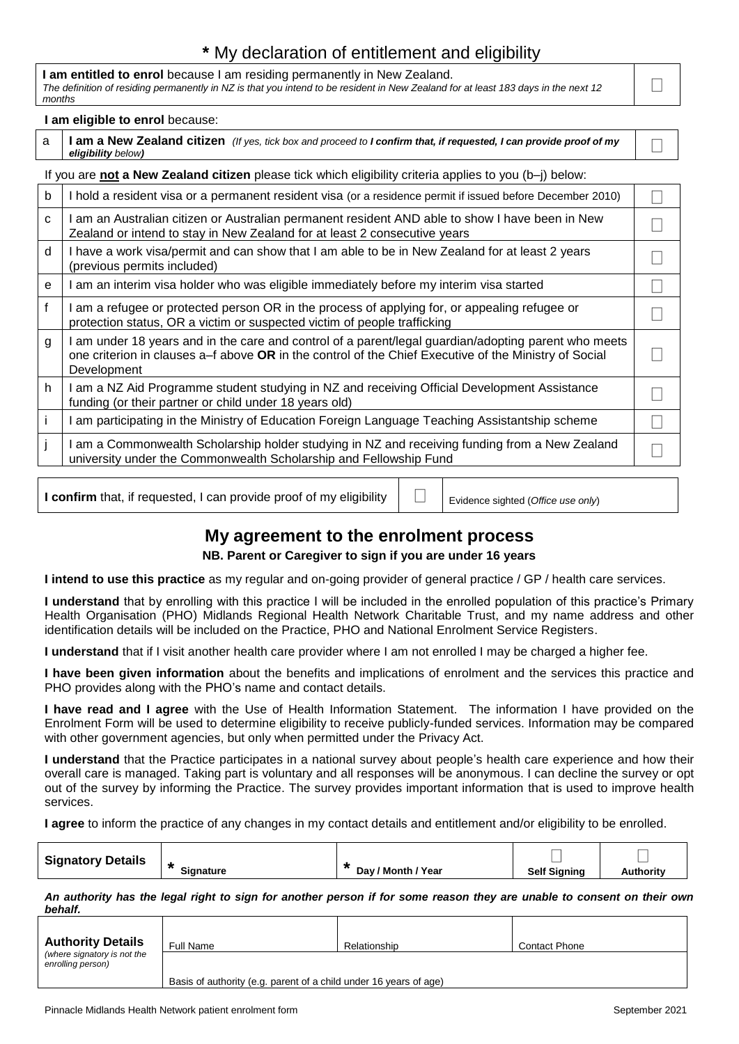# * My declaration of entitlement and eligibility

| | |
|---|---|
| **I am entitled to enrol** because I am residing permanently in New Zealand.<br>*The definition of residing permanently in NZ is that you intend to be resident in New Zealand for at least 183 days in the next 12 months* | ☐ |

**I am eligible to enrol** because:

| | | |
|---|---|---|
| a | **I am a New Zealand citizen** *(If yes, tick box and proceed to **I confirm that, if requested, I can provide proof of my eligibility** below)* | ☐ |

If you are **not a New Zealand citizen** please tick which eligibility criteria applies to you (b–j) below:

| | | |
|---|---|---|
| b | I hold a resident visa or a permanent resident visa (or a residence permit if issued before December 2010) | ☐ |
| c | I am an Australian citizen or Australian permanent resident AND able to show I have been in New Zealand or intend to stay in New Zealand for at least 2 consecutive years | ☐ |
| d | I have a work visa/permit and can show that I am able to be in New Zealand for at least 2 years (previous permits included) | ☐ |
| e | I am an interim visa holder who was eligible immediately before my interim visa started | ☐ |
| f | I am a refugee or protected person OR in the process of applying for, or appealing refugee or protection status, OR a victim or suspected victim of people trafficking | ☐ |
| g | I am under 18 years and in the care and control of a parent/legal guardian/adopting parent who meets one criterion in clauses a–f above **OR** in the control of the Chief Executive of the Ministry of Social Development | ☐ |
| h | I am a NZ Aid Programme student studying in NZ and receiving Official Development Assistance funding (or their partner or child under 18 years old) | ☐ |
| i | I am participating in the Ministry of Education Foreign Language Teaching Assistantship scheme | ☐ |
| j | I am a Commonwealth Scholarship holder studying in NZ and receiving funding from a New Zealand university under the Commonwealth Scholarship and Fellowship Fund | ☐ |

| | | |
|---|---|---|
| **I confirm** that, if requested, I can provide proof of my eligibility | ☐ | Evidence sighted (*Office use only*) |

## My agreement to the enrolment process

**NB. Parent or Caregiver to sign if you are under 16 years**

**I intend to use this practice** as my regular and on-going provider of general practice / GP / health care services.

**I understand** that by enrolling with this practice I will be included in the enrolled population of this practice's Primary Health Organisation (PHO) Midlands Regional Health Network Charitable Trust, and my name address and other identification details will be included on the Practice, PHO and National Enrolment Service Registers.

**I understand** that if I visit another health care provider where I am not enrolled I may be charged a higher fee.

**I have been given information** about the benefits and implications of enrolment and the services this practice and PHO provides along with the PHO's name and contact details.

**I have read and I agree** with the Use of Health Information Statement. The information I have provided on the Enrolment Form will be used to determine eligibility to receive publicly-funded services. Information may be compared with other government agencies, but only when permitted under the Privacy Act.

**I understand** that the Practice participates in a national survey about people's health care experience and how their overall care is managed. Taking part is voluntary and all responses will be anonymous. I can decline the survey or opt out of the survey by informing the Practice. The survey provides important information that is used to improve health services.

**I agree** to inform the practice of any changes in my contact details and entitlement and/or eligibility to be enrolled.

| | | | | |
|---|---|---|---|---|
| **Signatory Details** | * Signature | * Day / Month / Year | ☐ Self Signing | ☐ Authority |

***An authority has the legal right to sign for another person if for some reason they are unable to consent on their own behalf.***

| | | | |
|---|---|---|---|
| **Authority Details** *(where signatory is not the enrolling person)* | Full Name | Relationship | Contact Phone |
| | Basis of authority (e.g. parent of a child under 16 years of age) | | |